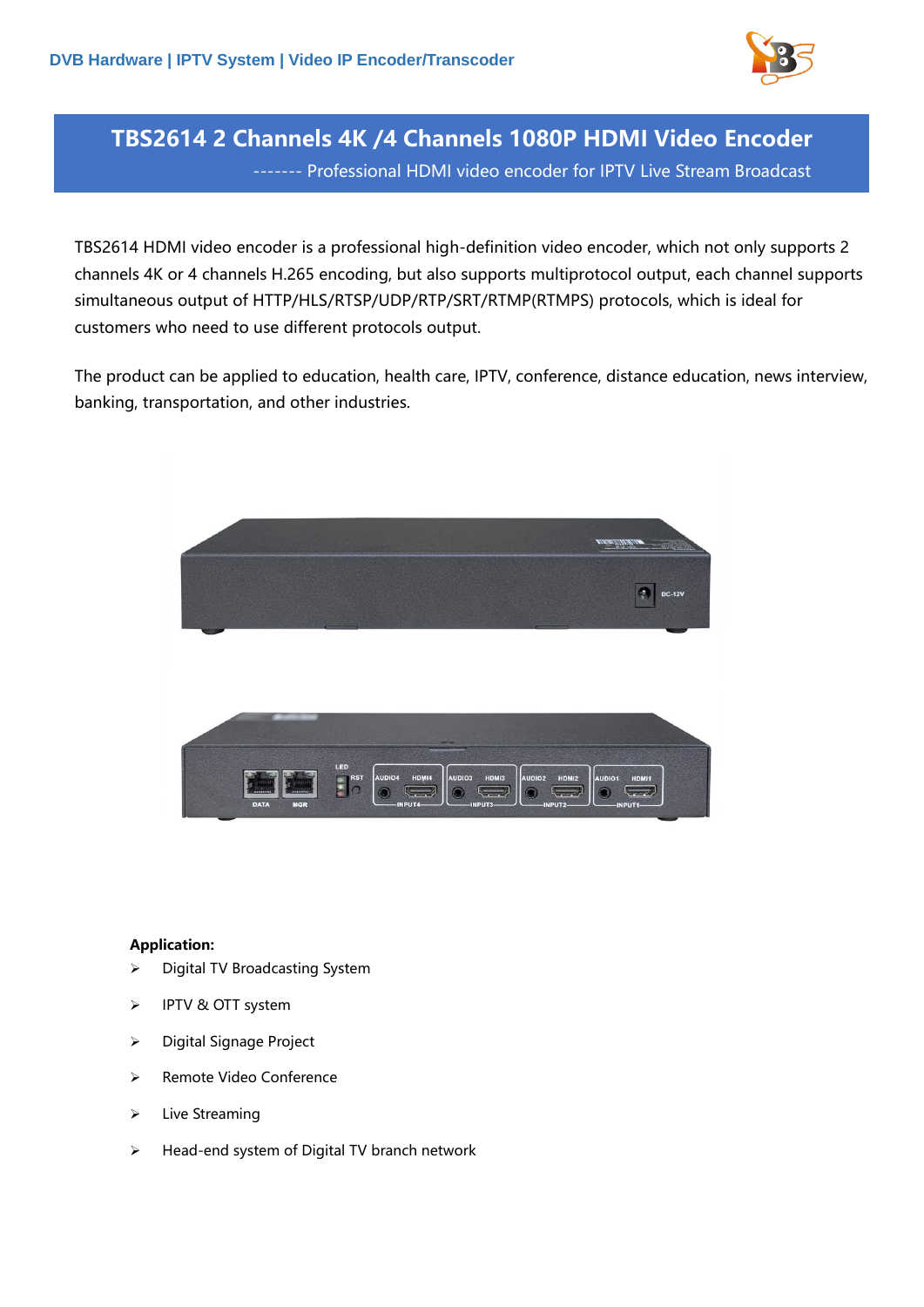# TBS2614 2 Channels 4K /4 Channels 1080P HDMI Video Encoder

------- Professional HDMI video encoder for IPTV Live Stream Broadcast

TBS2614 HDMI video encoder is a professional high-definition video encoder, which not only supports 2 channels 4K or 4 channels H.265 encoding, but also supports multiprotocol output, each channel supports simultaneous output of HTTP/HLS/RTSP/UDP/RTP/SRT/RTMP(RTMPS) protocols, which is ideal for customers who need to use different protocols output.

The product can be applied to education, health care, IPTV, conference, distance education, news interview, banking, transportation, and other industries.

**Application:**

- Digital TV Broadcasting System
- IPTV & OTT system
- Digital Signage Project
- Remote Video Conference
- Live Streaming
- Head-end system of Digital TV branch network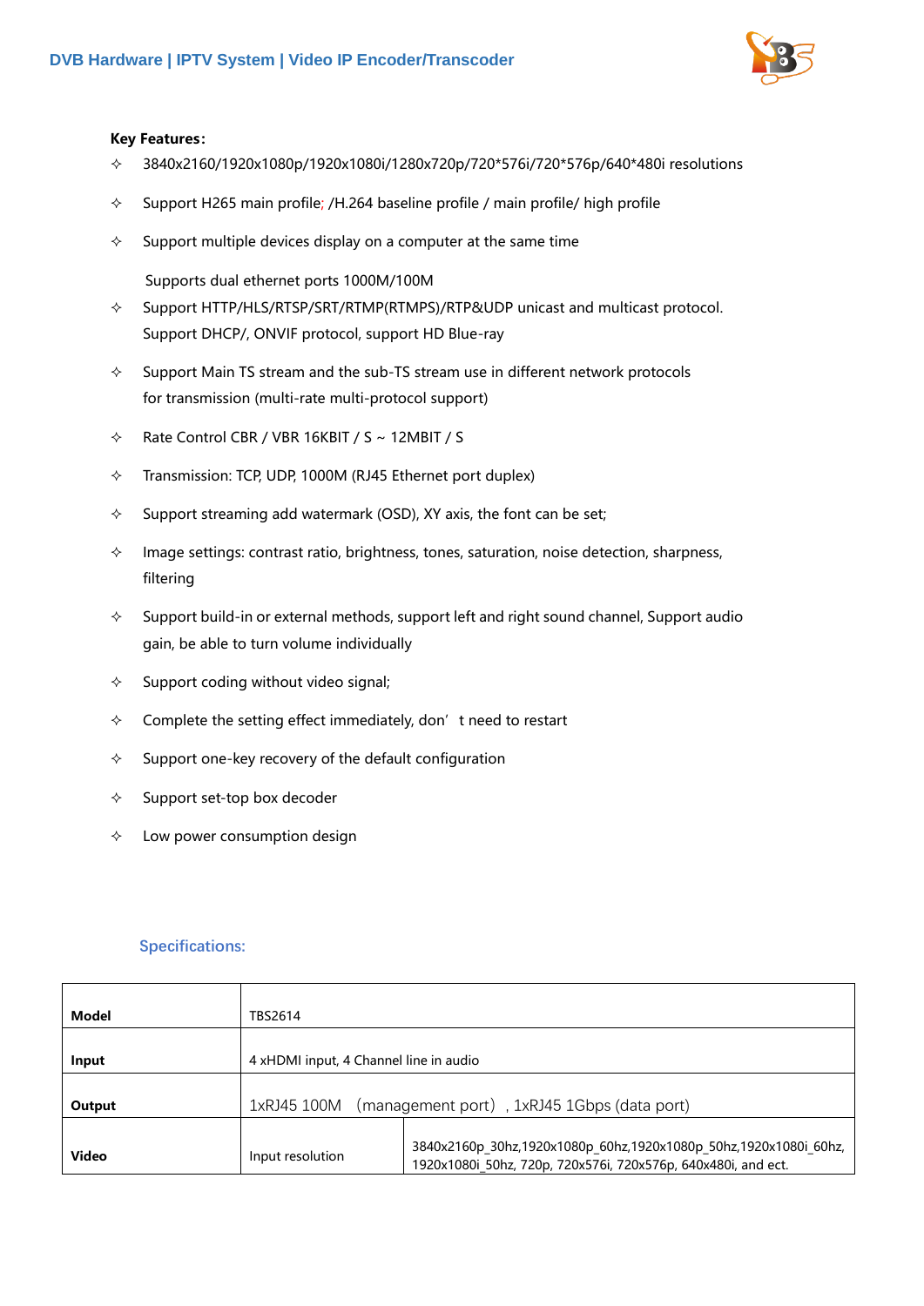**Key Features:**

- ✧ 3840x2160/1920x1080p/1920x1080i/1280x720p/720*576i/720*576p/640*480i resolutions
- ✧ Support H265 main profile; /H.264 baseline profile / main profile/ high profile
- ✧ Support multiple devices display on a computer at the same time

  Supports dual ethernet ports 1000M/100M
- ✧ Support HTTP/HLS/RTSP/SRT/RTMP(RTMPS)/RTP&UDP unicast and multicast protocol. Support DHCP/, ONVIF protocol, support HD Blue-ray
- ✧ Support Main TS stream and the sub-TS stream use in different network protocols for transmission (multi-rate multi-protocol support)
- ✧ Rate Control CBR / VBR 16KBIT / S ~ 12MBIT / S
- ✧ Transmission: TCP, UDP, 1000M (RJ45 Ethernet port duplex)
- ✧ Support streaming add watermark (OSD), XY axis, the font can be set;
- ✧ Image settings: contrast ratio, brightness, tones, saturation, noise detection, sharpness, filtering
- ✧ Support build-in or external methods, support left and right sound channel, Support audio gain, be able to turn volume individually
- ✧ Support coding without video signal;
- ✧ Complete the setting effect immediately, don' t need to restart
- ✧ Support one-key recovery of the default configuration
- ✧ Support set-top box decoder
- ✧ Low power consumption design

## Specifications:

| **Model** | TBS2614 | |
|---|---|---|
| **Input** | 4 xHDMI input, 4 Channel line in audio | |
| **Output** | 1xRJ45 100M （management port）, 1xRJ45 1Gbps (data port) | |
| **Video** | Input resolution | 3840x2160p_30hz,1920x1080p_60hz,1920x1080p_50hz,1920x1080i_60hz, 1920x1080i_50hz, 720p, 720x576i, 720x576p, 640x480i, and ect. |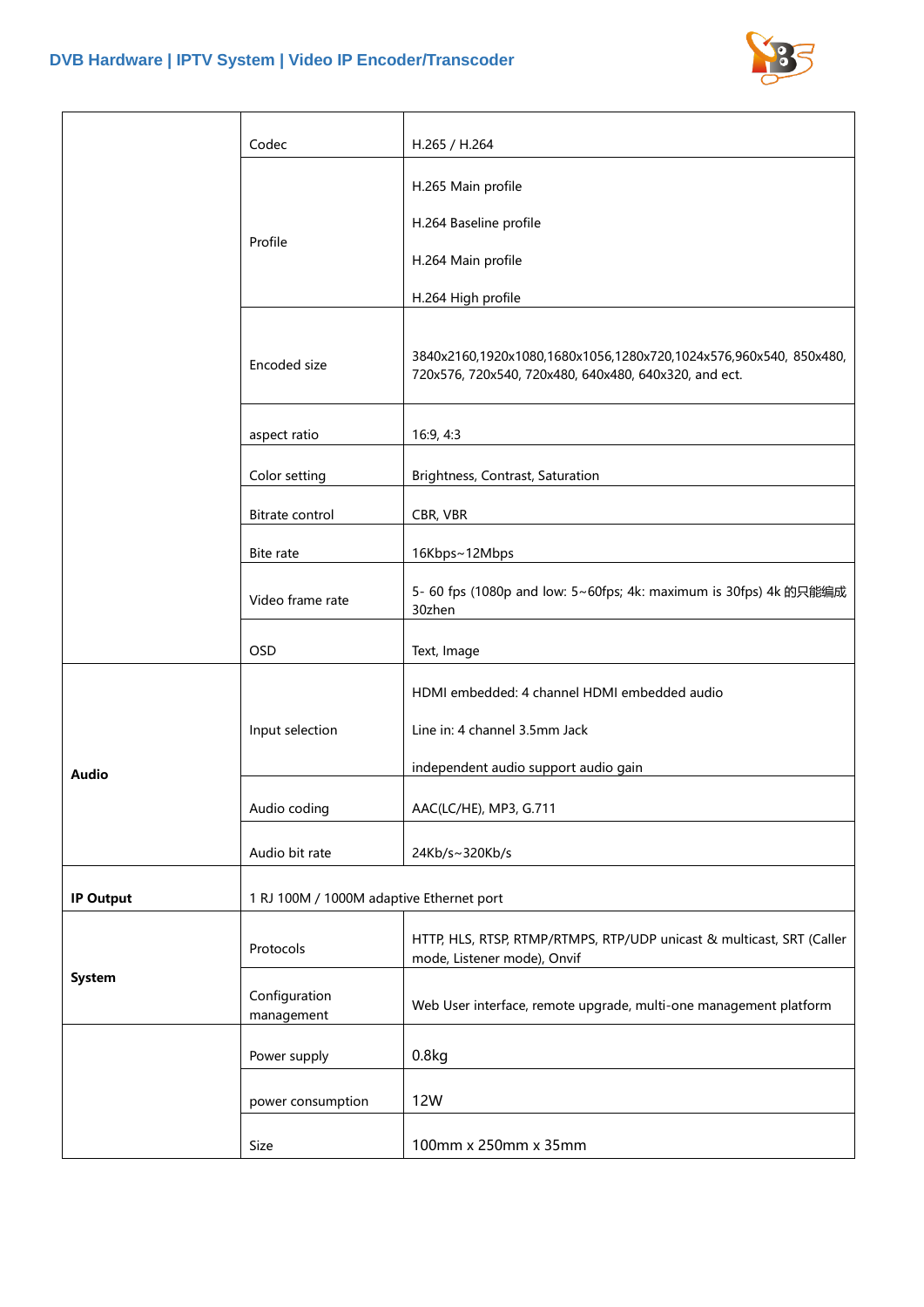| | | |
|---|---|---|
| | Codec | H.265 / H.264 |
| | Profile | H.265 Main profile<br><br>H.264 Baseline profile<br><br>H.264 Main profile<br><br>H.264 High profile |
| | Encoded size | 3840x2160,1920x1080,1680x1056,1280x720,1024x576,960x540, 850x480, 720x576, 720x540, 720x480, 640x480, 640x320, and ect. |
| | aspect ratio | 16:9, 4:3 |
| | Color setting | Brightness, Contrast, Saturation |
| | Bitrate control | CBR, VBR |
| | Bite rate | 16Kbps~12Mbps |
| | Video frame rate | 5- 60 fps (1080p and low: 5~60fps; 4k: maximum is 30fps) 4k 的只能编成 30zhen |
| | OSD | Text, Image |
| **Audio** | Input selection | HDMI embedded: 4 channel HDMI embedded audio<br><br>Line in: 4 channel 3.5mm Jack<br><br>independent audio support audio gain |
| | Audio coding | AAC(LC/HE), MP3, G.711 |
| | Audio bit rate | 24Kb/s~320Kb/s |
| **IP Output** | 1 RJ 100M / 1000M adaptive Ethernet port | |
| **System** | Protocols | HTTP, HLS, RTSP, RTMP/RTMPS, RTP/UDP unicast & multicast, SRT (Caller mode, Listener mode), Onvif |
| | Configuration management | Web User interface, remote upgrade, multi-one management platform |
| | Power supply | 0.8kg |
| | power consumption | 12W |
| | Size | 100mm x 250mm x 35mm |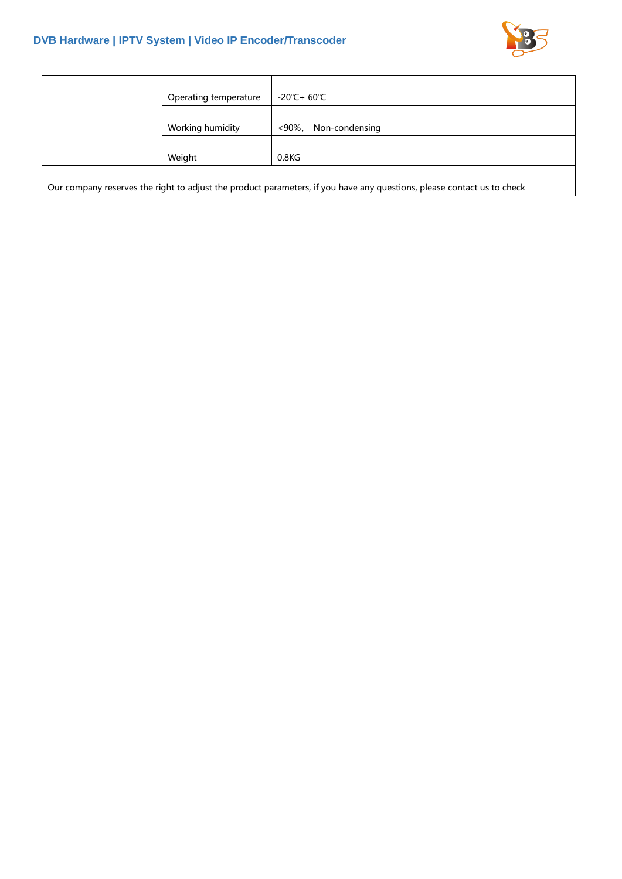| | | |
|---|---|---|
| | Operating temperature | -20℃+ 60℃ |
| | Working humidity | <90%，Non-condensing |
| | Weight | 0.8KG |
| Our company reserves the right to adjust the product parameters, if you have any questions, please contact us to check | | |